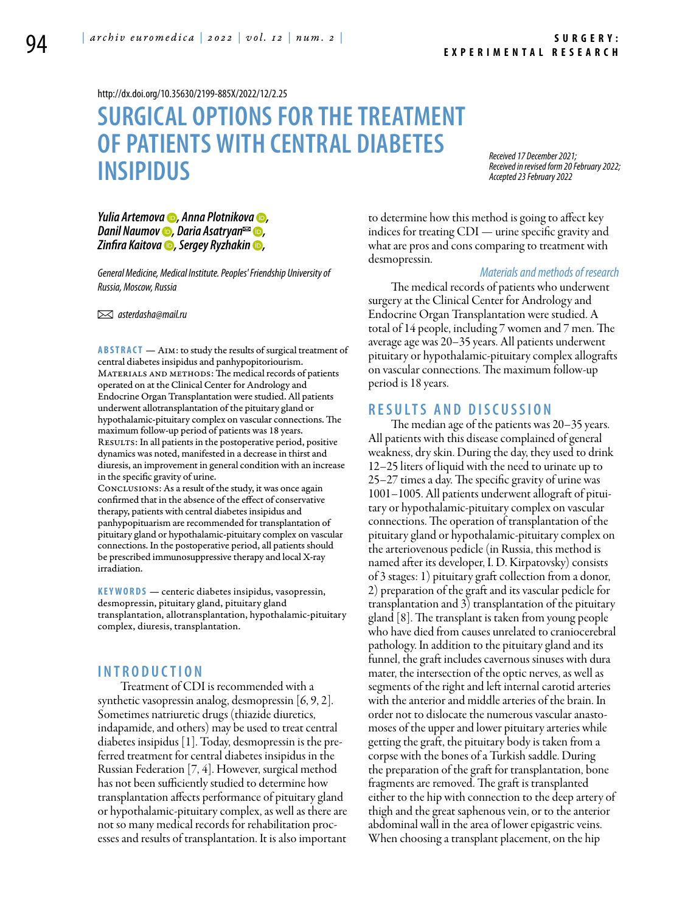http://dx.doi.org/10.35630/2199-885X/2022/12/2.25

# SURGICAL OPTIONS FOR THE TREATMENT OF PATIENTS WITH CENTRAL DIABETES INSIPIDUS

*Received 17 December 2021; Received in revised form 20 February 2022; Accepted 23 February 2022*

***Yulia Artemova, Anna Plotnikova, Danil Naumov, Daria Asatryan✉, Zinfira Kaitova, Sergey Ryzhakin,***

*General Medicine, Medical Institute. Peoples' Friendship University of Russia, Moscow, Russia*

✉ *asterdasha@mail.ru*

**ABSTRACT** — Aim: to study the results of surgical treatment of central diabetes insipidus and panhypopitoriourism.
Materials and methods: The medical records of patients operated on at the Clinical Center for Andrology and Endocrine Organ Transplantation were studied. All patients underwent allotransplantation of the pituitary gland or hypothalamic-pituitary complex on vascular connections. The maximum follow-up period of patients was 18 years.
Results: In all patients in the postoperative period, positive dynamics was noted, manifested in a decrease in thirst and diuresis, an improvement in general condition with an increase in the specific gravity of urine.
Conclusions: As a result of the study, it was once again confirmed that in the absence of the effect of conservative therapy, patients with central diabetes insipidus and panhypopituitarism are recommended for transplantation of pituitary gland or hypothalamic-pituitary complex on vascular connections. In the postoperative period, all patients should be prescribed immunosuppressive therapy and local X-ray irradiation.

**KEYWORDS** — centeric diabetes insipidus, vasopressin, desmopressin, pituitary gland, pituitary gland transplantation, allotransplantation, hypothalamic-pituitary complex, diuresis, transplantation.

## INTRODUCTION

Treatment of CDI is recommended with a synthetic vasopressin analog, desmopressin [6, 9, 2]. Sometimes natriuretic drugs (thiazide diuretics, indapamide, and others) may be used to treat central diabetes insipidus [1]. Today, desmopressin is the preferred treatment for central diabetes insipidus in the Russian Federation [7, 4]. However, surgical method has not been sufficiently studied to determine how transplantation affects performance of pituitary gland or hypothalamic-pituitary complex, as well as there are not so many medical records for rehabilitation processes and results of transplantation. It is also important to determine how this method is going to affect key indices for treating CDI — urine specific gravity and what are pros and cons comparing to treatment with desmopressin.

### *Materials and methods of research*

The medical records of patients who underwent surgery at the Clinical Center for Andrology and Endocrine Organ Transplantation were studied. A total of 14 people, including 7 women and 7 men. The average age was 20–35 years. All patients underwent pituitary or hypothalamic-pituitary complex allografts on vascular connections. The maximum follow-up period is 18 years.

## RESULTS AND DISCUSSION

The median age of the patients was 20–35 years. All patients with this disease complained of general weakness, dry skin. During the day, they used to drink 12–25 liters of liquid with the need to urinate up to 25–27 times a day. The specific gravity of urine was 1001–1005. All patients underwent allograft of pituitary or hypothalamic-pituitary complex on vascular connections. The operation of transplantation of the pituitary gland or hypothalamic-pituitary complex on the arteriovenous pedicle (in Russia, this method is named after its developer, I. D. Kirpatovsky) consists of 3 stages: 1) pituitary graft collection from a donor, 2) preparation of the graft and its vascular pedicle for transplantation and 3) transplantation of the pituitary gland [8]. The transplant is taken from young people who have died from causes unrelated to craniocerebral pathology. In addition to the pituitary gland and its funnel, the graft includes cavernous sinuses with dura mater, the intersection of the optic nerves, as well as segments of the right and left internal carotid arteries with the anterior and middle arteries of the brain. In order not to dislocate the numerous vascular anastomoses of the upper and lower pituitary arteries while getting the graft, the pituitary body is taken from a corpse with the bones of a Turkish saddle. During the preparation of the graft for transplantation, bone fragments are removed. The graft is transplanted either to the hip with connection to the deep artery of thigh and the great saphenous vein, or to the anterior abdominal wall in the area of lower epigastric veins. When choosing a transplant placement, on the hip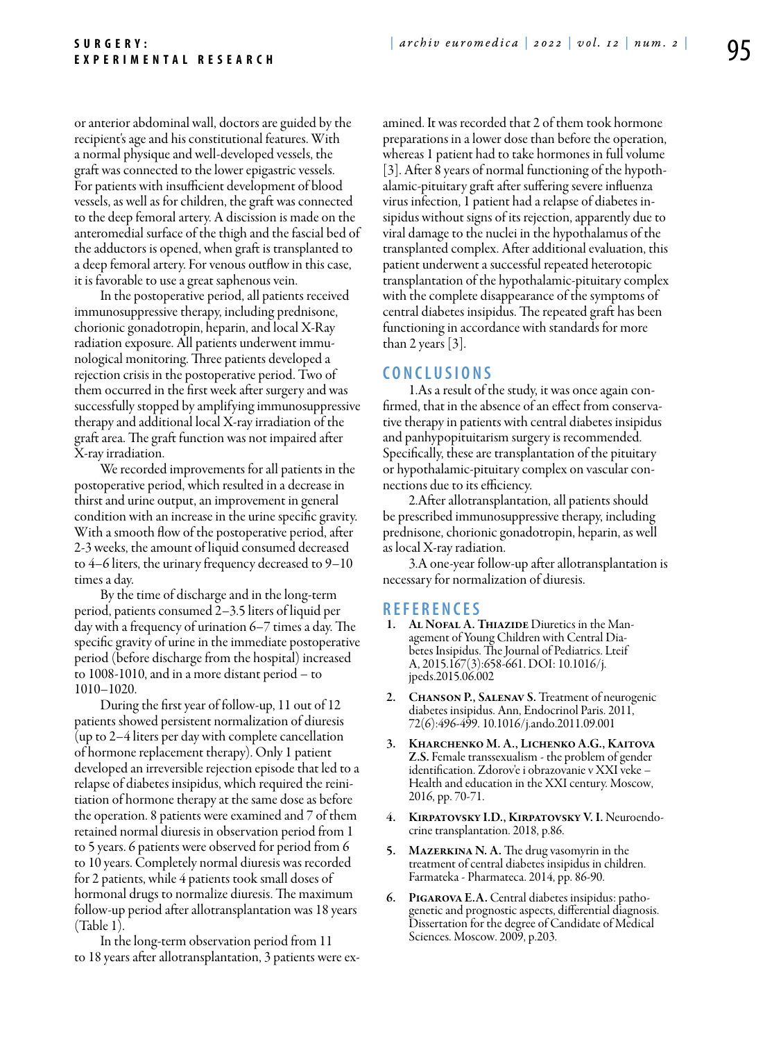or anterior abdominal wall, doctors are guided by the recipient's age and his constitutional features. With a normal physique and well-developed vessels, the graft was connected to the lower epigastric vessels. For patients with insufficient development of blood vessels, as well as for children, the graft was connected to the deep femoral artery. A discission is made on the anteromedial surface of the thigh and the fascial bed of the adductors is opened, when graft is transplanted to a deep femoral artery. For venous outflow in this case, it is favorable to use a great saphenous vein.

In the postoperative period, all patients received immunosuppressive therapy, including prednisone, chorionic gonadotropin, heparin, and local X-Ray radiation exposure. All patients underwent immunological monitoring. Three patients developed a rejection crisis in the postoperative period. Two of them occurred in the first week after surgery and was successfully stopped by amplifying immunosuppressive therapy and additional local X-ray irradiation of the graft area. The graft function was not impaired after X-ray irradiation.

We recorded improvements for all patients in the postoperative period, which resulted in a decrease in thirst and urine output, an improvement in general condition with an increase in the urine specific gravity. With a smooth flow of the postoperative period, after 2-3 weeks, the amount of liquid consumed decreased to 4–6 liters, the urinary frequency decreased to 9–10 times a day.

By the time of discharge and in the long-term period, patients consumed 2–3.5 liters of liquid per day with a frequency of urination 6–7 times a day. The specific gravity of urine in the immediate postoperative period (before discharge from the hospital) increased to 1008-1010, and in a more distant period – to 1010–1020.

During the first year of follow-up, 11 out of 12 patients showed persistent normalization of diuresis (up to 2–4 liters per day with complete cancellation of hormone replacement therapy). Only 1 patient developed an irreversible rejection episode that led to a relapse of diabetes insipidus, which required the reinitiation of hormone therapy at the same dose as before the operation. 8 patients were examined and 7 of them retained normal diuresis in observation period from 1 to 5 years. 6 patients were observed for period from 6 to 10 years. Completely normal diuresis was recorded for 2 patients, while 4 patients took small doses of hormonal drugs to normalize diuresis. The maximum follow-up period after allotransplantation was 18 years (Table 1).

In the long-term observation period from 11 to 18 years after allotransplantation, 3 patients were examined. It was recorded that 2 of them took hormone preparations in a lower dose than before the operation, whereas 1 patient had to take hormones in full volume [3]. After 8 years of normal functioning of the hypothalamic-pituitary graft after suffering severe influenza virus infection, 1 patient had a relapse of diabetes insipidus without signs of its rejection, apparently due to viral damage to the nuclei in the hypothalamus of the transplanted complex. After additional evaluation, this patient underwent a successful repeated heterotopic transplantation of the hypothalamic-pituitary complex with the complete disappearance of the symptoms of central diabetes insipidus. The repeated graft has been functioning in accordance with standards for more than 2 years [3].

## CONCLUSIONS

1.As a result of the study, it was once again confirmed, that in the absence of an effect from conservative therapy in patients with central diabetes insipidus and panhypopituitarism surgery is recommended. Specifically, these are transplantation of the pituitary or hypothalamic-pituitary complex on vascular connections due to its efficiency.

2.After allotransplantation, all patients should be prescribed immunosuppressive therapy, including prednisone, chorionic gonadotropin, heparin, as well as local X-ray radiation.

3.A one-year follow-up after allotransplantation is necessary for normalization of diuresis.

## REFERENCES

1. **Al Nofal A. Thiazide** Diuretics in the Management of Young Children with Central Diabetes Insipidus. The Journal of Pediatrics. Lteif A, 2015.167(3):658-661. DOI: 10.1016/j.jpeds.2015.06.002
2. **Chanson P., Salenav S.** Treatment of neurogenic diabetes insipidus. Ann, Endocrinol Paris. 2011, 72(6):496-499. 10.1016/j.ando.2011.09.001
3. **Kharchenko M. A., Lichenko A.G., Kaitova Z.S.** Female transsexualism - the problem of gender identification. Zdorov'e i obrazovanie v XXI veke – Health and education in the XXI century. Moscow, 2016, pp. 70-71.
4. **Kirpatovsky I.D., Kirpatovsky V. I.** Neuroendocrine transplantation. 2018, p.86.
5. **Mazerkina N. A.** The drug vasomyrin in the treatment of central diabetes insipidus in children. Farmateka - Pharmateca. 2014, pp. 86-90.
6. **Pigarova E.A.** Central diabetes insipidus: pathogenetic and prognostic aspects, differential diagnosis. Dissertation for the degree of Candidate of Medical Sciences. Moscow. 2009, p.203.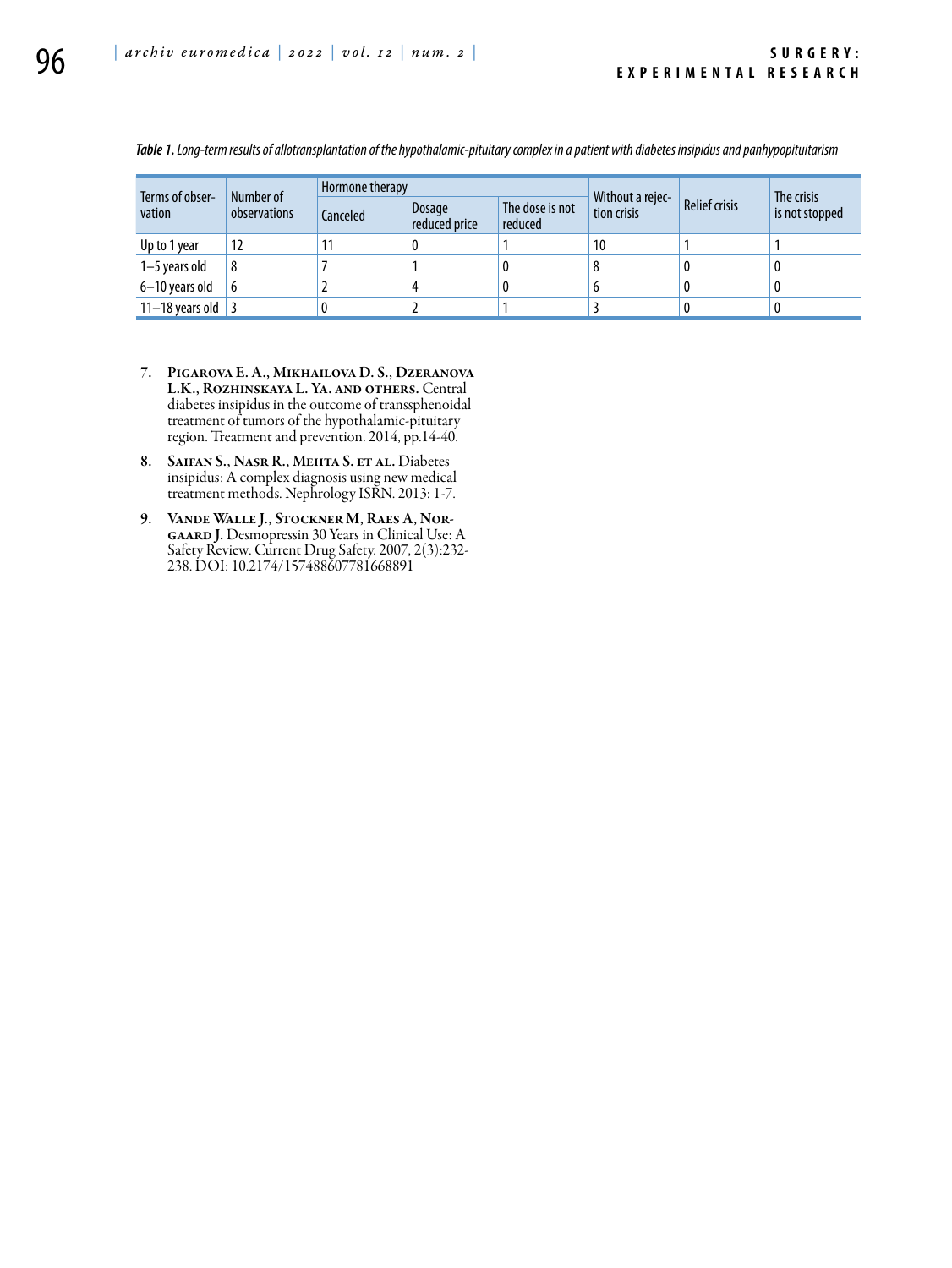*Table 1. Long-term results of allotransplantation of the hypothalamic-pituitary complex in a patient with diabetes insipidus and panhypopituitarism*

| Terms of observation | Number of observations | Hormone therapy | | | Without a rejection crisis | Relief crisis | The crisis is not stopped |
|---|---|---|---|---|---|---|---|
| | | Canceled | Dosage reduced price | The dose is not reduced | | | |
| Up to 1 year | 12 | 11 | 0 | 1 | 10 | 1 | 1 |
| 1–5 years old | 8 | 7 | 1 | 0 | 8 | 0 | 0 |
| 6–10 years old | 6 | 2 | 4 | 0 | 6 | 0 | 0 |
| 11–18 years old | 3 | 0 | 2 | 1 | 3 | 0 | 0 |

7. **Pigarova E. A., Mikhailova D. S., Dzeranova L.K., Rozhinskaya L. Ya. and others.** Central diabetes insipidus in the outcome of transsphenoidal treatment of tumors of the hypothalamic-pituitary region. Treatment and prevention. 2014, pp.14-40.
8. **Saifan S., Nasr R., Mehta S. et al.** Diabetes insipidus: A complex diagnosis using new medical treatment methods. Nephrology ISRN. 2013: 1-7.
9. **Vande Walle J., Stockner M, Raes A, Norgaard J.** Desmopressin 30 Years in Clinical Use: A Safety Review. Current Drug Safety. 2007, 2(3):232-238. DOI: 10.2174/157488607781668891